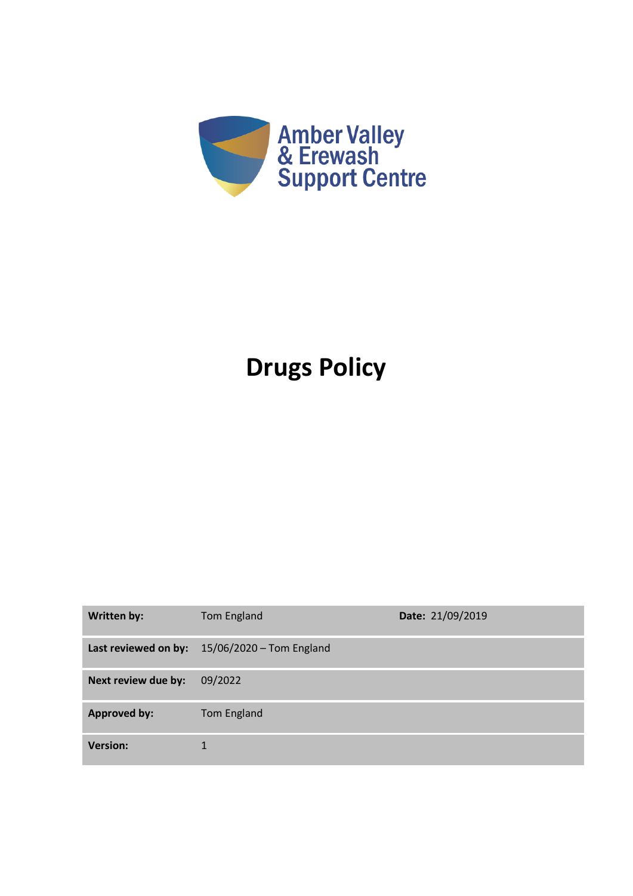Amber Valley & Erewash Support Centre

# Drugs Policy

| | | |
|---|---|---|
| **Written by:** | Tom England | **Date:** 21/09/2019 |
| **Last reviewed on by:** | 15/06/2020 – Tom England | |
| **Next review due by:** | 09/2022 | |
| **Approved by:** | Tom England | |
| **Version:** | 1 | |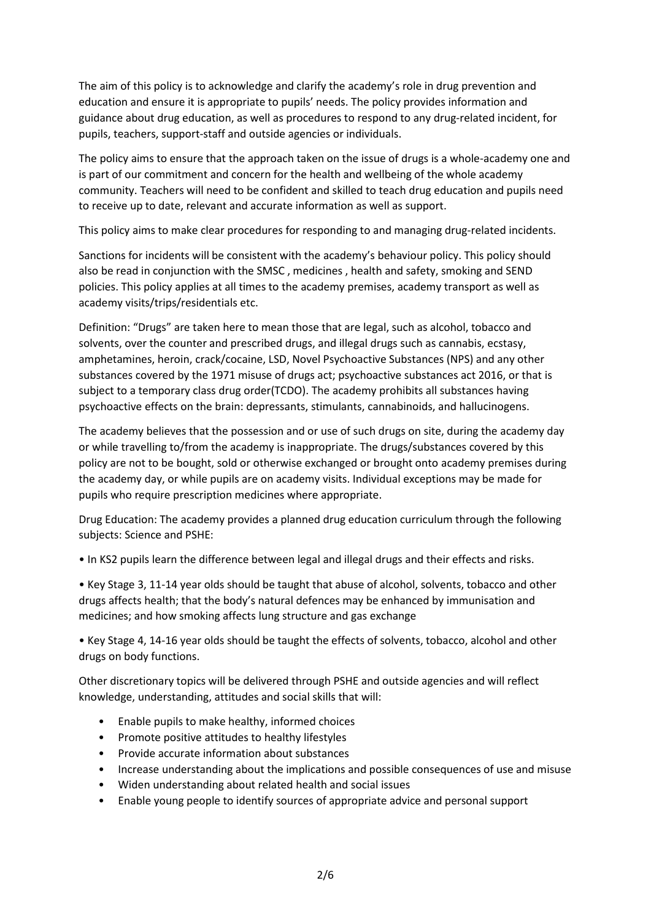The aim of this policy is to acknowledge and clarify the academy's role in drug prevention and education and ensure it is appropriate to pupils' needs. The policy provides information and guidance about drug education, as well as procedures to respond to any drug-related incident, for pupils, teachers, support-staff and outside agencies or individuals.

The policy aims to ensure that the approach taken on the issue of drugs is a whole-academy one and is part of our commitment and concern for the health and wellbeing of the whole academy community. Teachers will need to be confident and skilled to teach drug education and pupils need to receive up to date, relevant and accurate information as well as support.

This policy aims to make clear procedures for responding to and managing drug-related incidents.

Sanctions for incidents will be consistent with the academy's behaviour policy. This policy should also be read in conjunction with the SMSC , medicines , health and safety, smoking and SEND policies. This policy applies at all times to the academy premises, academy transport as well as academy visits/trips/residentials etc.

Definition: "Drugs" are taken here to mean those that are legal, such as alcohol, tobacco and solvents, over the counter and prescribed drugs, and illegal drugs such as cannabis, ecstasy, amphetamines, heroin, crack/cocaine, LSD, Novel Psychoactive Substances (NPS) and any other substances covered by the 1971 misuse of drugs act; psychoactive substances act 2016, or that is subject to a temporary class drug order(TCDO). The academy prohibits all substances having psychoactive effects on the brain: depressants, stimulants, cannabinoids, and hallucinogens.

The academy believes that the possession and or use of such drugs on site, during the academy day or while travelling to/from the academy is inappropriate. The drugs/substances covered by this policy are not to be bought, sold or otherwise exchanged or brought onto academy premises during the academy day, or while pupils are on academy visits. Individual exceptions may be made for pupils who require prescription medicines where appropriate.

Drug Education: The academy provides a planned drug education curriculum through the following subjects: Science and PSHE:

- In KS2 pupils learn the difference between legal and illegal drugs and their effects and risks.
- Key Stage 3, 11-14 year olds should be taught that abuse of alcohol, solvents, tobacco and other drugs affects health; that the body's natural defences may be enhanced by immunisation and medicines; and how smoking affects lung structure and gas exchange
- Key Stage 4, 14-16 year olds should be taught the effects of solvents, tobacco, alcohol and other drugs on body functions.

Other discretionary topics will be delivered through PSHE and outside agencies and will reflect knowledge, understanding, attitudes and social skills that will:

- Enable pupils to make healthy, informed choices
- Promote positive attitudes to healthy lifestyles
- Provide accurate information about substances
- Increase understanding about the implications and possible consequences of use and misuse
- Widen understanding about related health and social issues
- Enable young people to identify sources of appropriate advice and personal support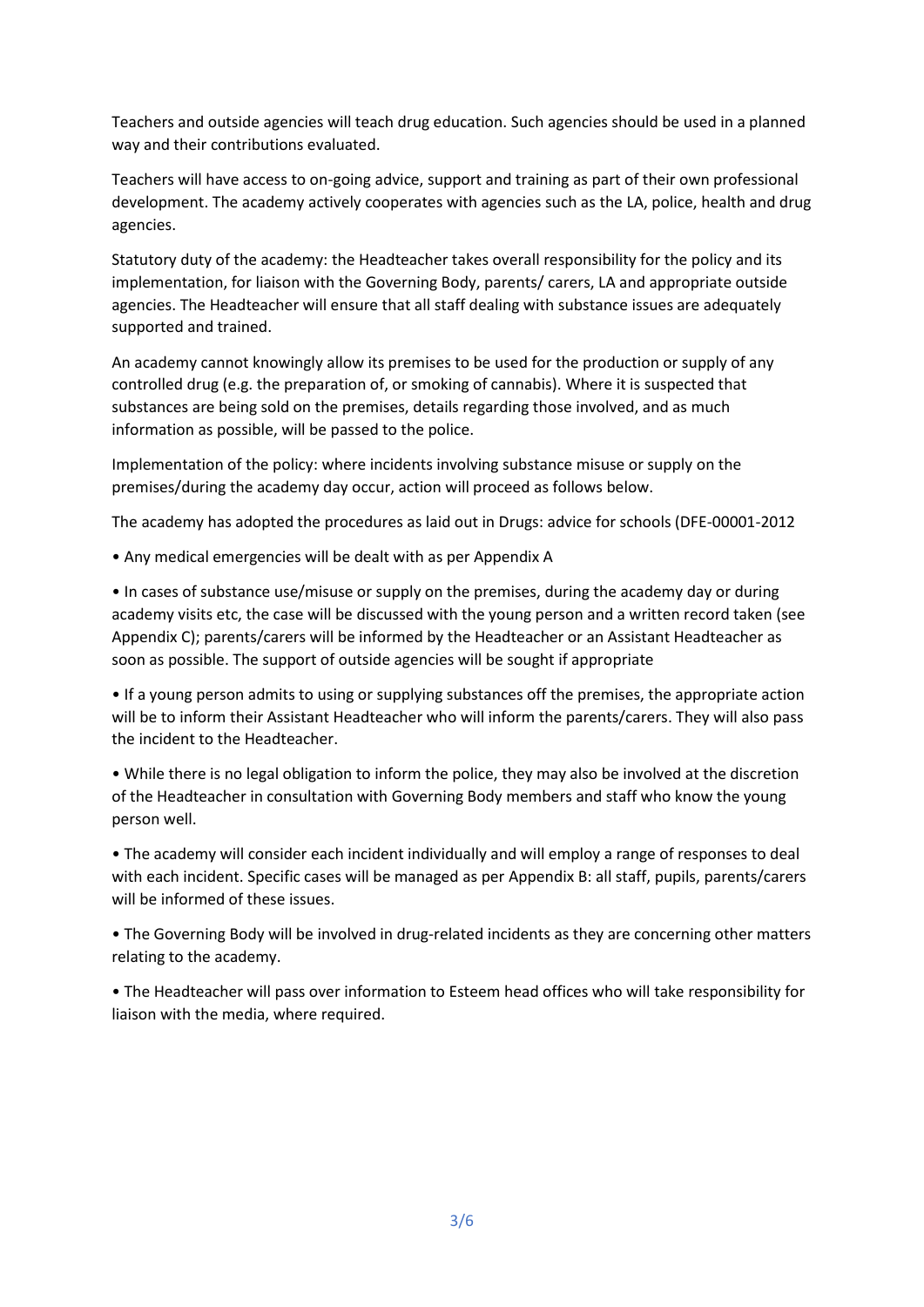Teachers and outside agencies will teach drug education. Such agencies should be used in a planned way and their contributions evaluated.

Teachers will have access to on-going advice, support and training as part of their own professional development. The academy actively cooperates with agencies such as the LA, police, health and drug agencies.

Statutory duty of the academy: the Headteacher takes overall responsibility for the policy and its implementation, for liaison with the Governing Body, parents/ carers, LA and appropriate outside agencies. The Headteacher will ensure that all staff dealing with substance issues are adequately supported and trained.

An academy cannot knowingly allow its premises to be used for the production or supply of any controlled drug (e.g. the preparation of, or smoking of cannabis). Where it is suspected that substances are being sold on the premises, details regarding those involved, and as much information as possible, will be passed to the police.

Implementation of the policy: where incidents involving substance misuse or supply on the premises/during the academy day occur, action will proceed as follows below.

The academy has adopted the procedures as laid out in Drugs: advice for schools (DFE-00001-2012

- Any medical emergencies will be dealt with as per Appendix A
- In cases of substance use/misuse or supply on the premises, during the academy day or during academy visits etc, the case will be discussed with the young person and a written record taken (see Appendix C); parents/carers will be informed by the Headteacher or an Assistant Headteacher as soon as possible. The support of outside agencies will be sought if appropriate
- If a young person admits to using or supplying substances off the premises, the appropriate action will be to inform their Assistant Headteacher who will inform the parents/carers. They will also pass the incident to the Headteacher.
- While there is no legal obligation to inform the police, they may also be involved at the discretion of the Headteacher in consultation with Governing Body members and staff who know the young person well.
- The academy will consider each incident individually and will employ a range of responses to deal with each incident. Specific cases will be managed as per Appendix B: all staff, pupils, parents/carers will be informed of these issues.
- The Governing Body will be involved in drug-related incidents as they are concerning other matters relating to the academy.
- The Headteacher will pass over information to Esteem head offices who will take responsibility for liaison with the media, where required.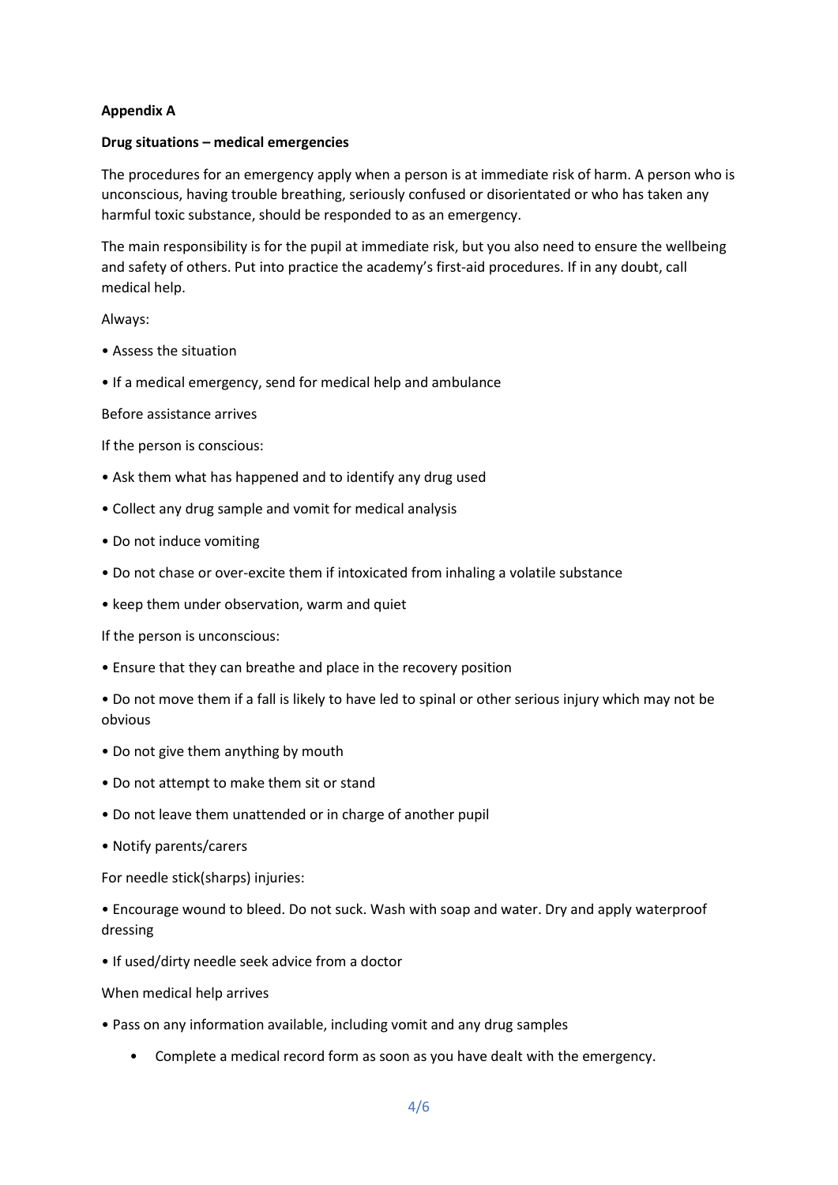**Appendix A**

**Drug situations – medical emergencies**

The procedures for an emergency apply when a person is at immediate risk of harm. A person who is unconscious, having trouble breathing, seriously confused or disorientated or who has taken any harmful toxic substance, should be responded to as an emergency.

The main responsibility is for the pupil at immediate risk, but you also need to ensure the wellbeing and safety of others. Put into practice the academy's first-aid procedures. If in any doubt, call medical help.

Always:

- Assess the situation
- If a medical emergency, send for medical help and ambulance

Before assistance arrives

If the person is conscious:

- Ask them what has happened and to identify any drug used
- Collect any drug sample and vomit for medical analysis
- Do not induce vomiting
- Do not chase or over-excite them if intoxicated from inhaling a volatile substance
- keep them under observation, warm and quiet

If the person is unconscious:

- Ensure that they can breathe and place in the recovery position
- Do not move them if a fall is likely to have led to spinal or other serious injury which may not be obvious
- Do not give them anything by mouth
- Do not attempt to make them sit or stand
- Do not leave them unattended or in charge of another pupil
- Notify parents/carers

For needle stick(sharps) injuries:

- Encourage wound to bleed. Do not suck. Wash with soap and water. Dry and apply waterproof dressing
- If used/dirty needle seek advice from a doctor

When medical help arrives

- Pass on any information available, including vomit and any drug samples
- Complete a medical record form as soon as you have dealt with the emergency.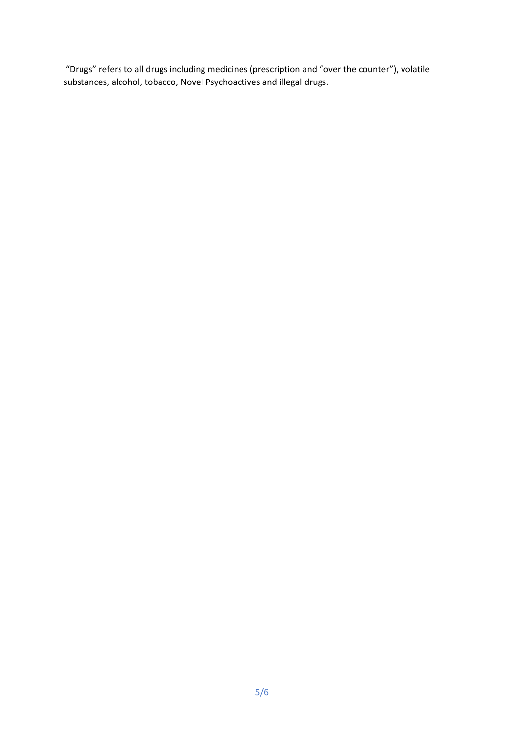"Drugs" refers to all drugs including medicines (prescription and "over the counter"), volatile substances, alcohol, tobacco, Novel Psychoactives and illegal drugs.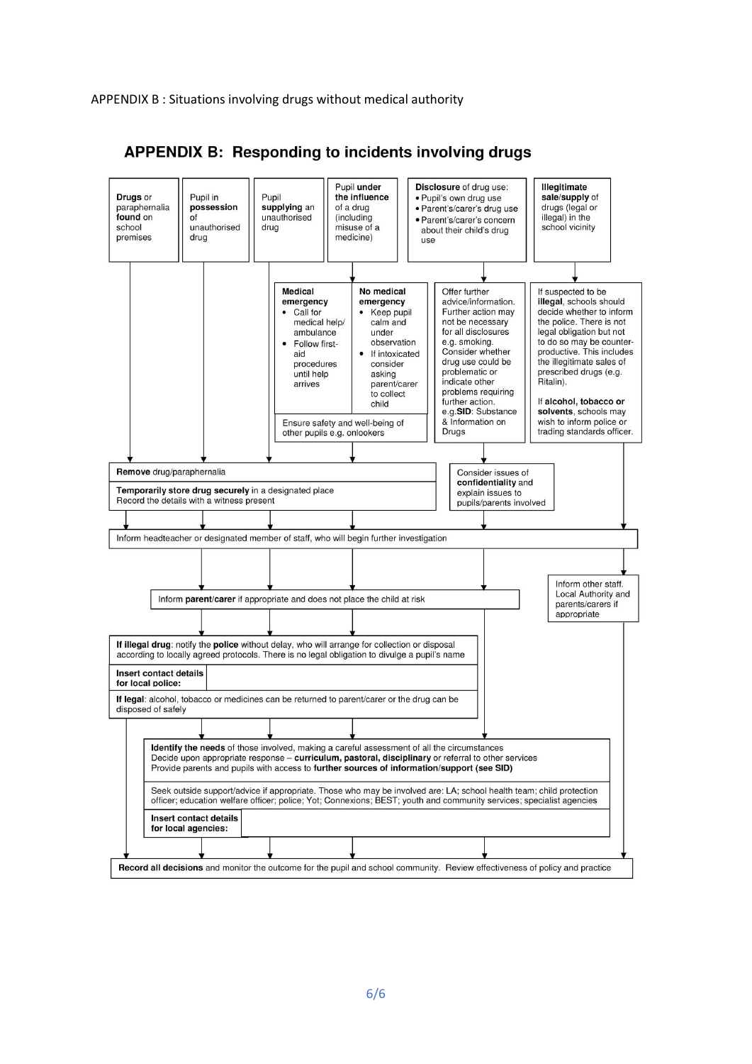APPENDIX B : Situations involving drugs without medical authority

## APPENDIX B: Responding to incidents involving drugs

**Drugs** or paraphernalia **found** on school premises

Pupil in **possession** of unauthorised drug

Pupil **supplying** an unauthorised drug

Pupil **under the influence** of a drug (including misuse of a medicine)

**Disclosure** of drug use:
- Pupil's own drug use
- Parent's/carer's drug use
- Parent's/carer's concern about their child's drug use

**Illegitimate sale/supply** of drugs (legal or illegal) in the school vicinity

**Medical emergency**
- Call for medical help/ ambulance
- Follow first-aid procedures until help arrives

**No medical emergency**
- Keep pupil calm and under observation
- If intoxicated consider asking parent/carer to collect child

Ensure safety and well-being of other pupils e.g. onlookers

Offer further advice/information. Further action may not be necessary for all disclosures e.g. smoking. Consider whether drug use could be problematic or indicate other problems requiring further action. e.g.**SID**: Substance & Information on Drugs

If suspected to be **illegal**, schools should decide whether to inform the police. There is not legal obligation but not to do so may be counter-productive. This includes the illegitimate sales of prescribed drugs (e.g. Ritalin).

If **alcohol, tobacco or solvents**, schools may wish to inform police or trading standards officer.

**Remove** drug/paraphernalia

**Temporarily store drug securely** in a designated place
Record the details with a witness present

Consider issues of **confidentiality** and explain issues to pupils/parents involved

Inform headteacher or designated member of staff, who will begin further investigation

Inform **parent/carer** if appropriate and does not place the child at risk

Inform other staff. Local Authority and parents/carers if appropriate

**If illegal drug**: notify the **police** without delay, who will arrange for collection or disposal according to locally agreed protocols. There is no legal obligation to divulge a pupil's name

| **Insert contact details for local police:** | |
|---|---|

**If legal**: alcohol, tobacco or medicines can be returned to parent/carer or the drug can be disposed of safely

**Identify the needs** of those involved, making a careful assessment of all the circumstances
Decide upon appropriate response – **curriculum, pastoral, disciplinary** or referral to other services
Provide parents and pupils with access to **further sources of information/support (see SID)**

Seek outside support/advice if appropriate. Those who may be involved are: LA; school health team; child protection officer; education welfare officer; police; Yot; Connexions; BEST; youth and community services; specialist agencies

| **Insert contact details for local agencies:** | |
|---|---|

**Record all decisions** and monitor the outcome for the pupil and school community. Review effectiveness of policy and practice